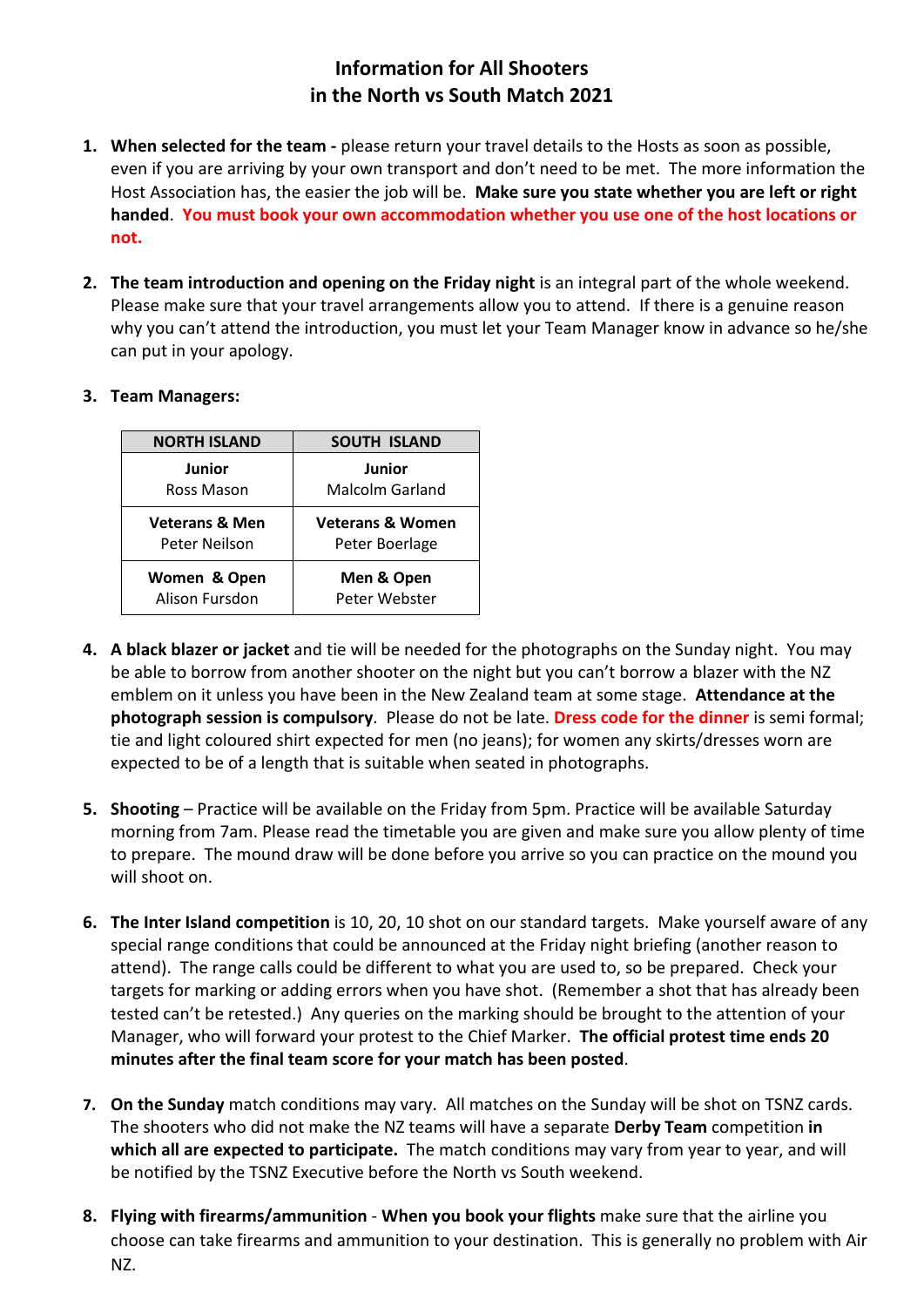# Information for All Shooters in the North vs South Match 2021

1. **When selected for the team -** please return your travel details to the Hosts as soon as possible, even if you are arriving by your own transport and don't need to be met. The more information the Host Association has, the easier the job will be. **Make sure you state whether you are left or right handed**. **You must book your own accommodation whether you use one of the host locations or not.**

2. **The team introduction and opening on the Friday night** is an integral part of the whole weekend. Please make sure that your travel arrangements allow you to attend. If there is a genuine reason why you can't attend the introduction, you must let your Team Manager know in advance so he/she can put in your apology.

3. **Team Managers:**

| NORTH ISLAND | SOUTH ISLAND |
|---|---|
| **Junior** Ross Mason | **Junior** Malcolm Garland |
| **Veterans & Men** Peter Neilson | **Veterans & Women** Peter Boerlage |
| **Women & Open** Alison Fursdon | **Men & Open** Peter Webster |

4. **A black blazer or jacket** and tie will be needed for the photographs on the Sunday night. You may be able to borrow from another shooter on the night but you can't borrow a blazer with the NZ emblem on it unless you have been in the New Zealand team at some stage. **Attendance at the photograph session is compulsory**. Please do not be late. **Dress code for the dinner** is semi formal; tie and light coloured shirt expected for men (no jeans); for women any skirts/dresses worn are expected to be of a length that is suitable when seated in photographs.

5. **Shooting** – Practice will be available on the Friday from 5pm. Practice will be available Saturday morning from 7am. Please read the timetable you are given and make sure you allow plenty of time to prepare. The mound draw will be done before you arrive so you can practice on the mound you will shoot on.

6. **The Inter Island competition** is 10, 20, 10 shot on our standard targets. Make yourself aware of any special range conditions that could be announced at the Friday night briefing (another reason to attend). The range calls could be different to what you are used to, so be prepared. Check your targets for marking or adding errors when you have shot. (Remember a shot that has already been tested can't be retested.) Any queries on the marking should be brought to the attention of your Manager, who will forward your protest to the Chief Marker. **The official protest time ends 20 minutes after the final team score for your match has been posted**.

7. **On the Sunday** match conditions may vary. All matches on the Sunday will be shot on TSNZ cards. The shooters who did not make the NZ teams will have a separate **Derby Team** competition **in which all are expected to participate.** The match conditions may vary from year to year, and will be notified by the TSNZ Executive before the North vs South weekend.

8. **Flying with firearms/ammunition** - **When you book your flights** make sure that the airline you choose can take firearms and ammunition to your destination. This is generally no problem with Air NZ.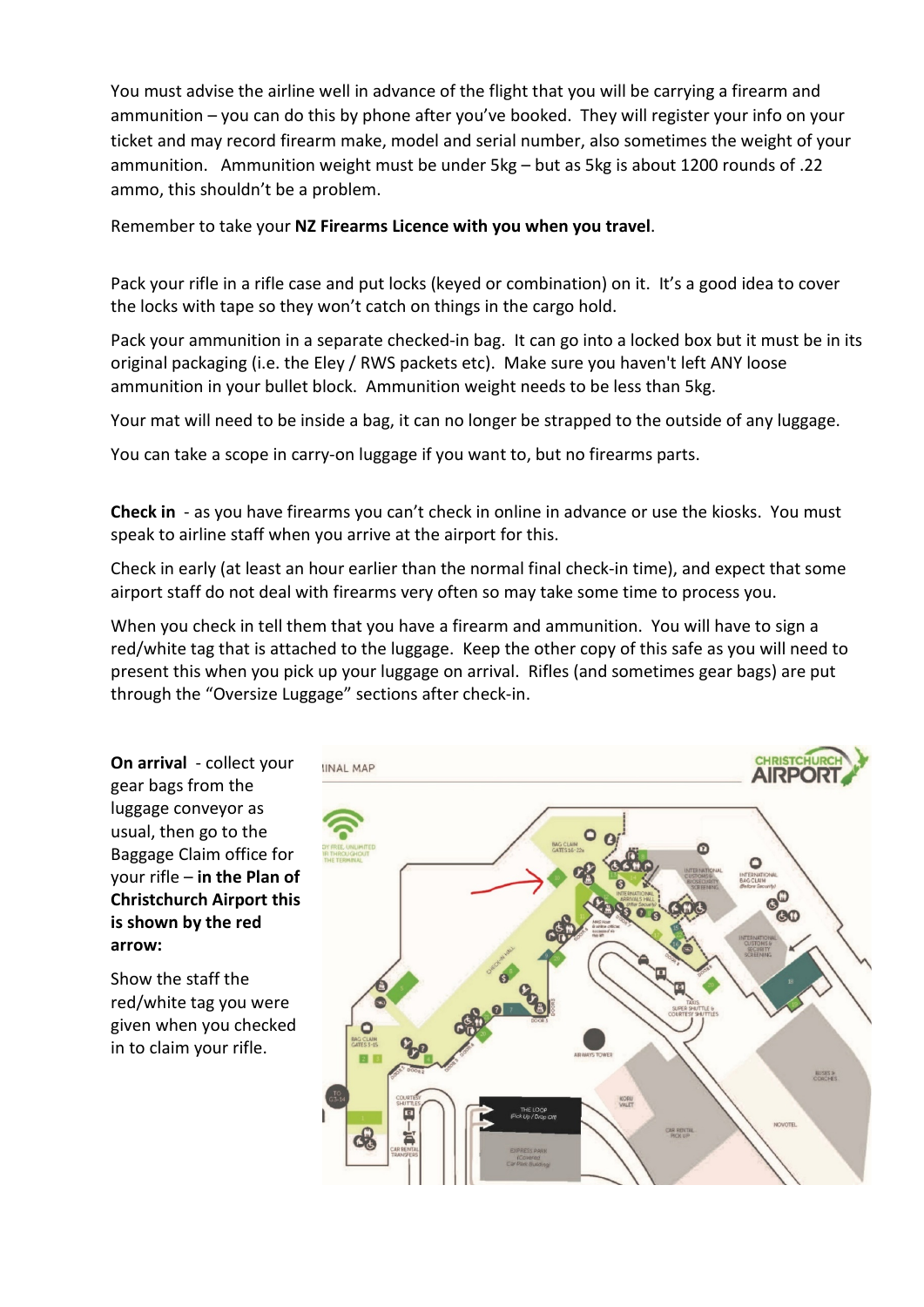You must advise the airline well in advance of the flight that you will be carrying a firearm and ammunition – you can do this by phone after you've booked. They will register your info on your ticket and may record firearm make, model and serial number, also sometimes the weight of your ammunition. Ammunition weight must be under 5kg – but as 5kg is about 1200 rounds of .22 ammo, this shouldn't be a problem.

Remember to take your **NZ Firearms Licence with you when you travel**.

Pack your rifle in a rifle case and put locks (keyed or combination) on it. It's a good idea to cover the locks with tape so they won't catch on things in the cargo hold.

Pack your ammunition in a separate checked-in bag. It can go into a locked box but it must be in its original packaging (i.e. the Eley / RWS packets etc). Make sure you haven't left ANY loose ammunition in your bullet block. Ammunition weight needs to be less than 5kg.

Your mat will need to be inside a bag, it can no longer be strapped to the outside of any luggage.

You can take a scope in carry-on luggage if you want to, but no firearms parts.

**Check in** - as you have firearms you can't check in online in advance or use the kiosks. You must speak to airline staff when you arrive at the airport for this.

Check in early (at least an hour earlier than the normal final check-in time), and expect that some airport staff do not deal with firearms very often so may take some time to process you.

When you check in tell them that you have a firearm and ammunition. You will have to sign a red/white tag that is attached to the luggage. Keep the other copy of this safe as you will need to present this when you pick up your luggage on arrival. Rifles (and sometimes gear bags) are put through the "Oversize Luggage" sections after check-in.

**On arrival** - collect your gear bags from the luggage conveyor as usual, then go to the Baggage Claim office for your rifle – **in the Plan of Christchurch Airport this is shown by the red arrow:**

Show the staff the red/white tag you were given when you checked in to claim your rifle.